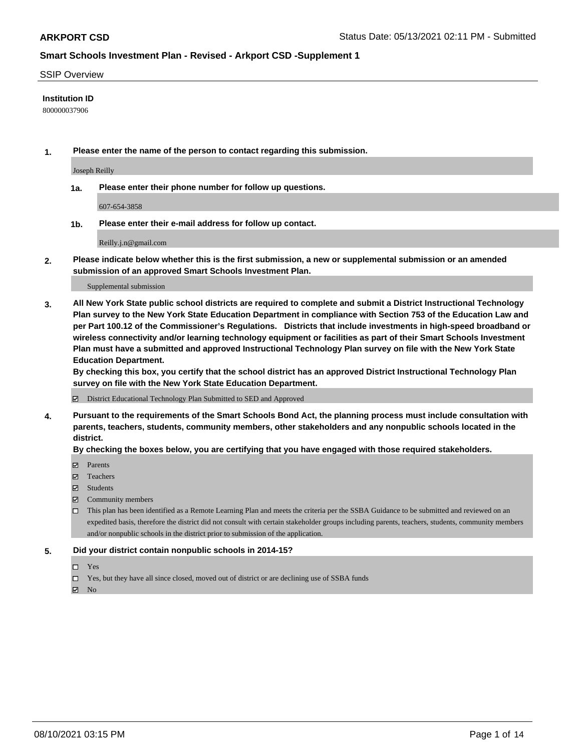## SSIP Overview

**Institution ID**

800000037906

**1. Please enter the name of the person to contact regarding this submission.**

Joseph Reilly

**1a. Please enter their phone number for follow up questions.**

607-654-3858

**1b. Please enter their e-mail address for follow up contact.**

Reilly.j.n@gmail.com

**2. Please indicate below whether this is the first submission, a new or supplemental submission or an amended submission of an approved Smart Schools Investment Plan.**

Supplemental submission

**3. All New York State public school districts are required to complete and submit a District Instructional Technology Plan survey to the New York State Education Department in compliance with Section 753 of the Education Law and per Part 100.12 of the Commissioner's Regulations. Districts that include investments in high-speed broadband or wireless connectivity and/or learning technology equipment or facilities as part of their Smart Schools Investment Plan must have a submitted and approved Instructional Technology Plan survey on file with the New York State Education Department.**

**By checking this box, you certify that the school district has an approved District Instructional Technology Plan survey on file with the New York State Education Department.**

☑ District Educational Technology Plan Submitted to SED and Approved

**4. Pursuant to the requirements of the Smart Schools Bond Act, the planning process must include consultation with parents, teachers, students, community members, other stakeholders and any nonpublic schools located in the district.**

**By checking the boxes below, you are certifying that you have engaged with those required stakeholders.**

☑ Parents

☑ Teachers

☑ Students

☑ Community members

☐ This plan has been identified as a Remote Learning Plan and meets the criteria per the SSBA Guidance to be submitted and reviewed on an expedited basis, therefore the district did not consult with certain stakeholder groups including parents, teachers, students, community members and/or nonpublic schools in the district prior to submission of the application.

**5. Did your district contain nonpublic schools in 2014-15?**

☐ Yes

☐ Yes, but they have all since closed, moved out of district or are declining use of SSBA funds

☑ No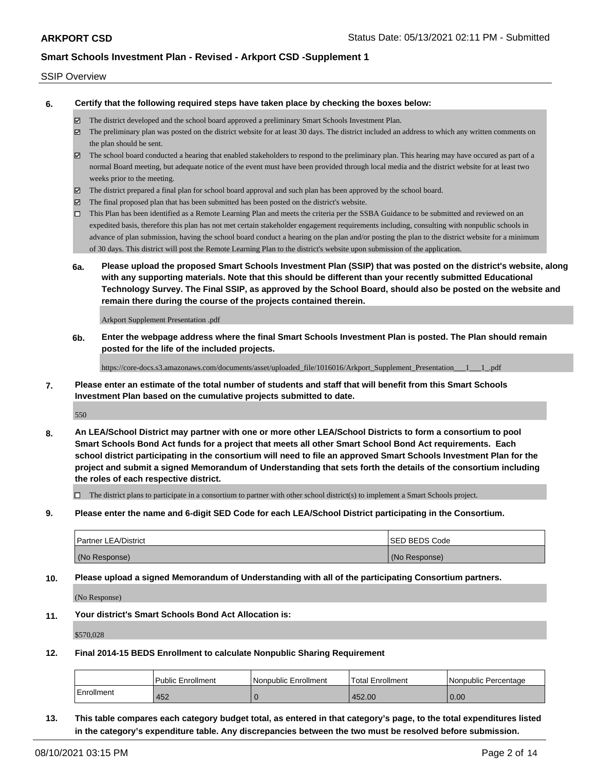SSIP Overview

**6. Certify that the following required steps have taken place by checking the boxes below:**

- ☑ The district developed and the school board approved a preliminary Smart Schools Investment Plan.
- ☑ The preliminary plan was posted on the district website for at least 30 days. The district included an address to which any written comments on the plan should be sent.
- ☑ The school board conducted a hearing that enabled stakeholders to respond to the preliminary plan. This hearing may have occured as part of a normal Board meeting, but adequate notice of the event must have been provided through local media and the district website for at least two weeks prior to the meeting.
- ☑ The district prepared a final plan for school board approval and such plan has been approved by the school board.
- ☑ The final proposed plan that has been submitted has been posted on the district's website.
- ☐ This Plan has been identified as a Remote Learning Plan and meets the criteria per the SSBA Guidance to be submitted and reviewed on an expedited basis, therefore this plan has not met certain stakeholder engagement requirements including, consulting with nonpublic schools in advance of plan submission, having the school board conduct a hearing on the plan and/or posting the plan to the district website for a minimum of 30 days. This district will post the Remote Learning Plan to the district's website upon submission of the application.

**6a. Please upload the proposed Smart Schools Investment Plan (SSIP) that was posted on the district's website, along with any supporting materials. Note that this should be different than your recently submitted Educational Technology Survey. The Final SSIP, as approved by the School Board, should also be posted on the website and remain there during the course of the projects contained therein.**

Arkport Supplement Presentation .pdf

**6b. Enter the webpage address where the final Smart Schools Investment Plan is posted. The Plan should remain posted for the life of the included projects.**

https://core-docs.s3.amazonaws.com/documents/asset/uploaded_file/1016016/Arkport_Supplement_Presentation___1___1_.pdf

**7. Please enter an estimate of the total number of students and staff that will benefit from this Smart Schools Investment Plan based on the cumulative projects submitted to date.**

550

**8. An LEA/School District may partner with one or more other LEA/School Districts to form a consortium to pool Smart Schools Bond Act funds for a project that meets all other Smart School Bond Act requirements. Each school district participating in the consortium will need to file an approved Smart Schools Investment Plan for the project and submit a signed Memorandum of Understanding that sets forth the details of the consortium including the roles of each respective district.**

- ☐ The district plans to participate in a consortium to partner with other school district(s) to implement a Smart Schools project.

**9. Please enter the name and 6-digit SED Code for each LEA/School District participating in the Consortium.**

| Partner LEA/District | SED BEDS Code |
|---|---|
| (No Response) | (No Response) |

**10. Please upload a signed Memorandum of Understanding with all of the participating Consortium partners.**

(No Response)

**11. Your district's Smart Schools Bond Act Allocation is:**

$570,028

**12. Final 2014-15 BEDS Enrollment to calculate Nonpublic Sharing Requirement**

| | Public Enrollment | Nonpublic Enrollment | Total Enrollment | Nonpublic Percentage |
|---|---|---|---|---|
| Enrollment | 452 | 0 | 452.00 | 0.00 |

**13. This table compares each category budget total, as entered in that category's page, to the total expenditures listed in the category's expenditure table. Any discrepancies between the two must be resolved before submission.**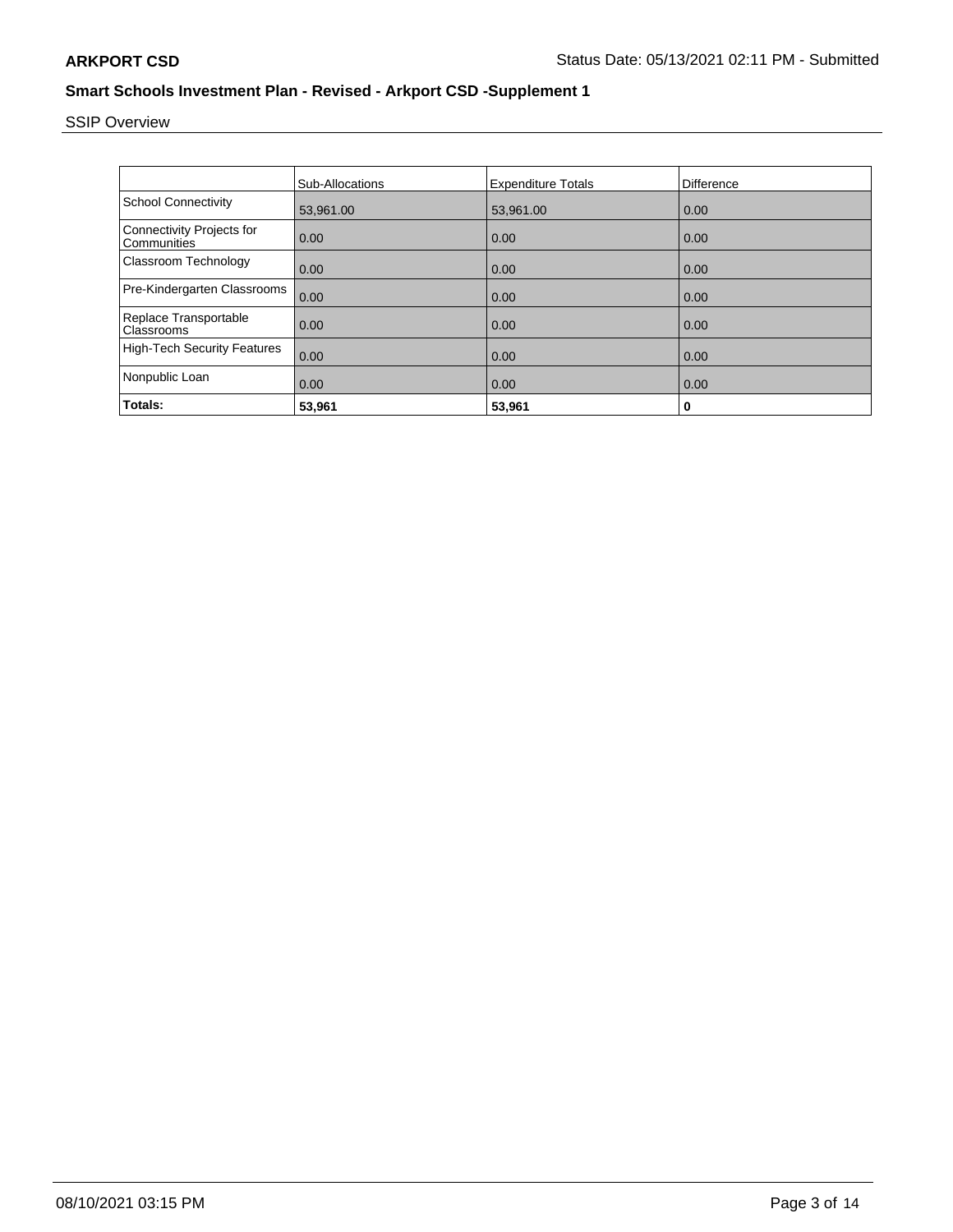# Smart Schools Investment Plan - Revised - Arkport CSD -Supplement 1

SSIP Overview

| | Sub-Allocations | Expenditure Totals | Difference |
|---|---|---|---|
| School Connectivity | 53,961.00 | 53,961.00 | 0.00 |
| Connectivity Projects for Communities | 0.00 | 0.00 | 0.00 |
| Classroom Technology | 0.00 | 0.00 | 0.00 |
| Pre-Kindergarten Classrooms | 0.00 | 0.00 | 0.00 |
| Replace Transportable Classrooms | 0.00 | 0.00 | 0.00 |
| High-Tech Security Features | 0.00 | 0.00 | 0.00 |
| Nonpublic Loan | 0.00 | 0.00 | 0.00 |
| **Totals:** | **53,961** | **53,961** | **0** |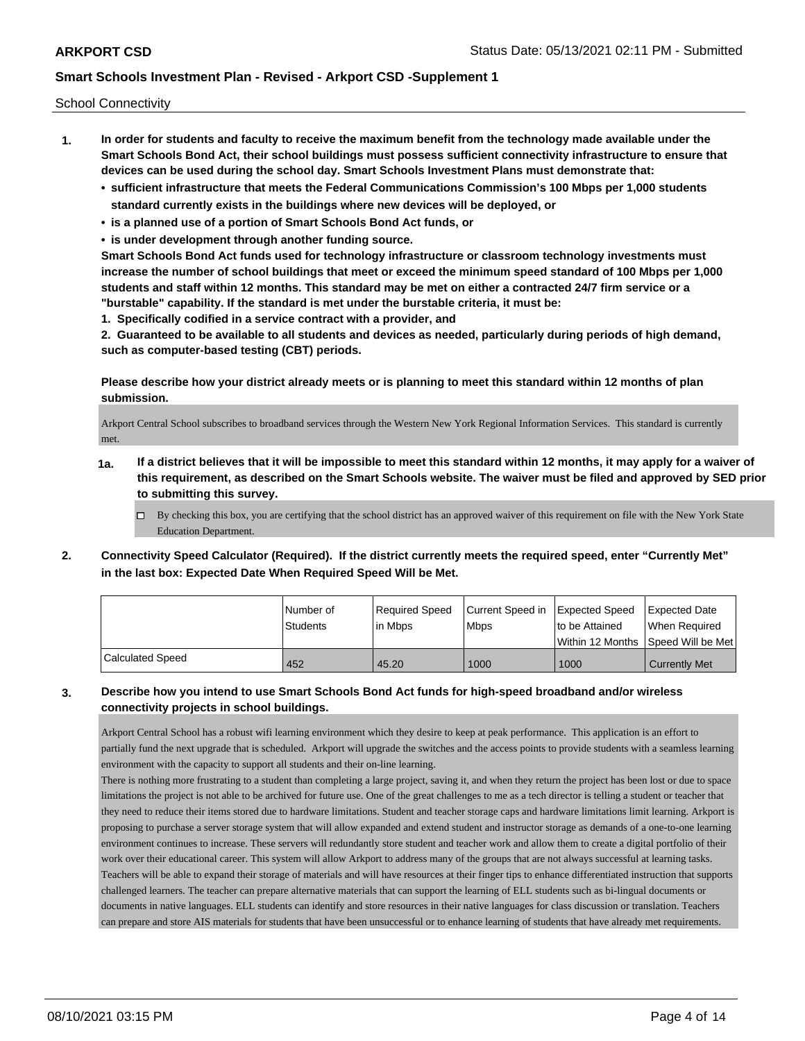School Connectivity

1. **In order for students and faculty to receive the maximum benefit from the technology made available under the Smart Schools Bond Act, their school buildings must possess sufficient connectivity infrastructure to ensure that devices can be used during the school day. Smart Schools Investment Plans must demonstrate that:**
   - **sufficient infrastructure that meets the Federal Communications Commission's 100 Mbps per 1,000 students standard currently exists in the buildings where new devices will be deployed, or**
   - **is a planned use of a portion of Smart Schools Bond Act funds, or**
   - **is under development through another funding source.**

   **Smart Schools Bond Act funds used for technology infrastructure or classroom technology investments must increase the number of school buildings that meet or exceed the minimum speed standard of 100 Mbps per 1,000 students and staff within 12 months. This standard may be met on either a contracted 24/7 firm service or a "burstable" capability. If the standard is met under the burstable criteria, it must be:**

   **1. Specifically codified in a service contract with a provider, and**

   **2. Guaranteed to be available to all students and devices as needed, particularly during periods of high demand, such as computer-based testing (CBT) periods.**

   **Please describe how your district already meets or is planning to meet this standard within 12 months of plan submission.**

   Arkport Central School subscribes to broadband services through the Western New York Regional Information Services. This standard is currently met.

   **1a. If a district believes that it will be impossible to meet this standard within 12 months, it may apply for a waiver of this requirement, as described on the Smart Schools website. The waiver must be filed and approved by SED prior to submitting this survey.**

   - [ ] By checking this box, you are certifying that the school district has an approved waiver of this requirement on file with the New York State Education Department.

2. **Connectivity Speed Calculator (Required). If the district currently meets the required speed, enter "Currently Met" in the last box: Expected Date When Required Speed Will be Met.**

| | Number of Students | Required Speed in Mbps | Current Speed in Mbps | Expected Speed to be Attained Within 12 Months | Expected Date When Required Speed Will be Met |
|---|---|---|---|---|---|
| Calculated Speed | 452 | 45.20 | 1000 | 1000 | Currently Met |

3. **Describe how you intend to use Smart Schools Bond Act funds for high-speed broadband and/or wireless connectivity projects in school buildings.**

   Arkport Central School has a robust wifi learning environment which they desire to keep at peak performance. This application is an effort to partially fund the next upgrade that is scheduled. Arkport will upgrade the switches and the access points to provide students with a seamless learning environment with the capacity to support all students and their on-line learning.

   There is nothing more frustrating to a student than completing a large project, saving it, and when they return the project has been lost or due to space limitations the project is not able to be archived for future use. One of the great challenges to me as a tech director is telling a student or teacher that they need to reduce their items stored due to hardware limitations. Student and teacher storage caps and hardware limitations limit learning. Arkport is proposing to purchase a server storage system that will allow expanded and extend student and instructor storage as demands of a one-to-one learning environment continues to increase. These servers will redundantly store student and teacher work and allow them to create a digital portfolio of their work over their educational career. This system will allow Arkport to address many of the groups that are not always successful at learning tasks. Teachers will be able to expand their storage of materials and will have resources at their finger tips to enhance differentiated instruction that supports challenged learners. The teacher can prepare alternative materials that can support the learning of ELL students such as bi-lingual documents or documents in native languages. ELL students can identify and store resources in their native languages for class discussion or translation. Teachers can prepare and store AIS materials for students that have been unsuccessful or to enhance learning of students that have already met requirements.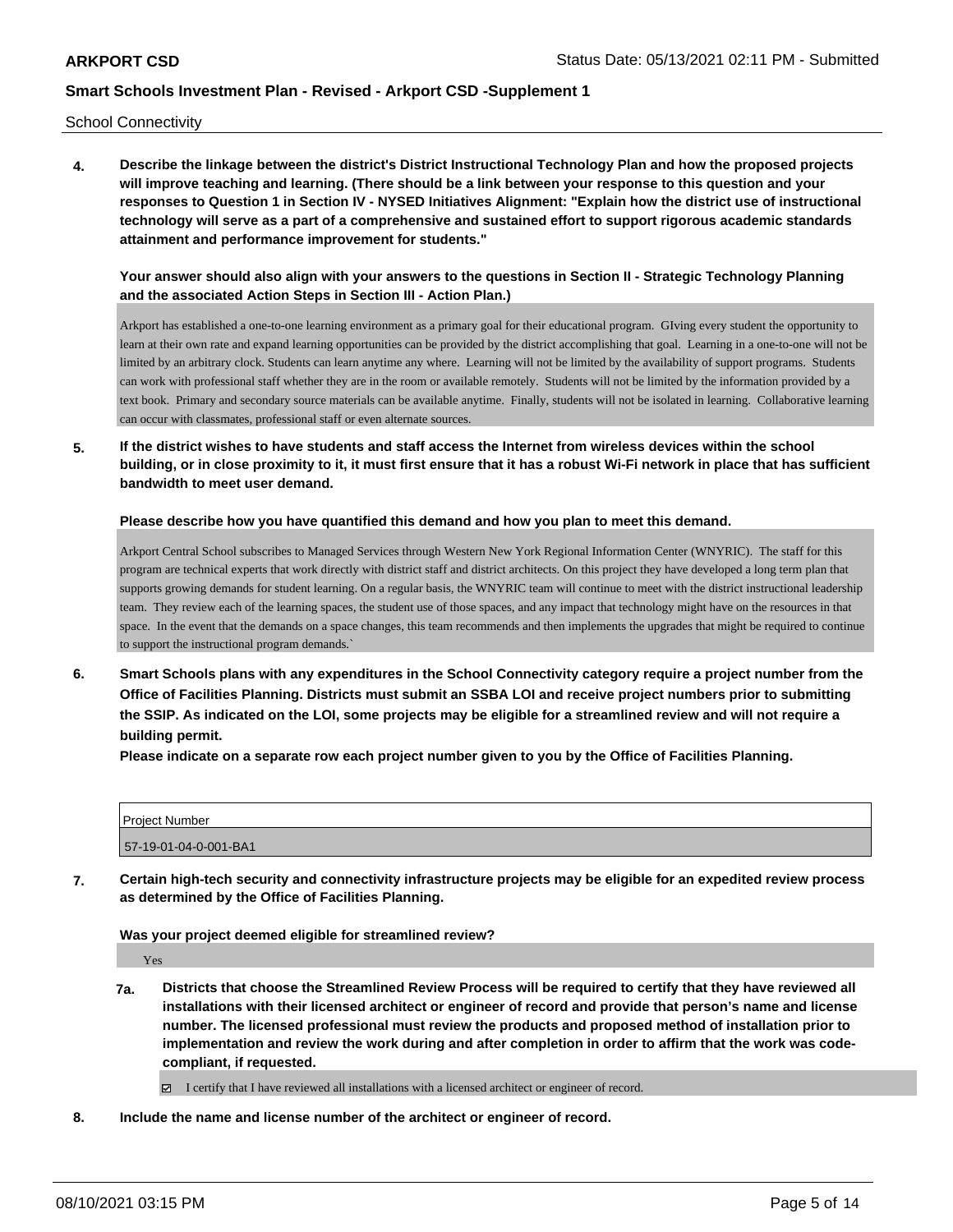School Connectivity

**4. Describe the linkage between the district's District Instructional Technology Plan and how the proposed projects will improve teaching and learning. (There should be a link between your response to this question and your responses to Question 1 in Section IV - NYSED Initiatives Alignment: "Explain how the district use of instructional technology will serve as a part of a comprehensive and sustained effort to support rigorous academic standards attainment and performance improvement for students."**

**Your answer should also align with your answers to the questions in Section II - Strategic Technology Planning and the associated Action Steps in Section III - Action Plan.)**

Arkport has established a one-to-one learning environment as a primary goal for their educational program. GIving every student the opportunity to learn at their own rate and expand learning opportunities can be provided by the district accomplishing that goal. Learning in a one-to-one will not be limited by an arbitrary clock. Students can learn anytime any where. Learning will not be limited by the availability of support programs. Students can work with professional staff whether they are in the room or available remotely. Students will not be limited by the information provided by a text book. Primary and secondary source materials can be available anytime. Finally, students will not be isolated in learning. Collaborative learning can occur with classmates, professional staff or even alternate sources.

**5. If the district wishes to have students and staff access the Internet from wireless devices within the school building, or in close proximity to it, it must first ensure that it has a robust Wi-Fi network in place that has sufficient bandwidth to meet user demand.**

**Please describe how you have quantified this demand and how you plan to meet this demand.**

Arkport Central School subscribes to Managed Services through Western New York Regional Information Center (WNYRIC). The staff for this program are technical experts that work directly with district staff and district architects. On this project they have developed a long term plan that supports growing demands for student learning. On a regular basis, the WNYRIC team will continue to meet with the district instructional leadership team. They review each of the learning spaces, the student use of those spaces, and any impact that technology might have on the resources in that space. In the event that the demands on a space changes, this team recommends and then implements the upgrades that might be required to continue to support the instructional program demands.`

**6. Smart Schools plans with any expenditures in the School Connectivity category require a project number from the Office of Facilities Planning. Districts must submit an SSBA LOI and receive project numbers prior to submitting the SSIP. As indicated on the LOI, some projects may be eligible for a streamlined review and will not require a building permit.**

**Please indicate on a separate row each project number given to you by the Office of Facilities Planning.**

| Project Number |
|---|
| 57-19-01-04-0-001-BA1 |

**7. Certain high-tech security and connectivity infrastructure projects may be eligible for an expedited review process as determined by the Office of Facilities Planning.**

**Was your project deemed eligible for streamlined review?**

Yes

**7a. Districts that choose the Streamlined Review Process will be required to certify that they have reviewed all installations with their licensed architect or engineer of record and provide that person's name and license number. The licensed professional must review the products and proposed method of installation prior to implementation and review the work during and after completion in order to affirm that the work was code-compliant, if requested.**

☑ I certify that I have reviewed all installations with a licensed architect or engineer of record.

**8. Include the name and license number of the architect or engineer of record.**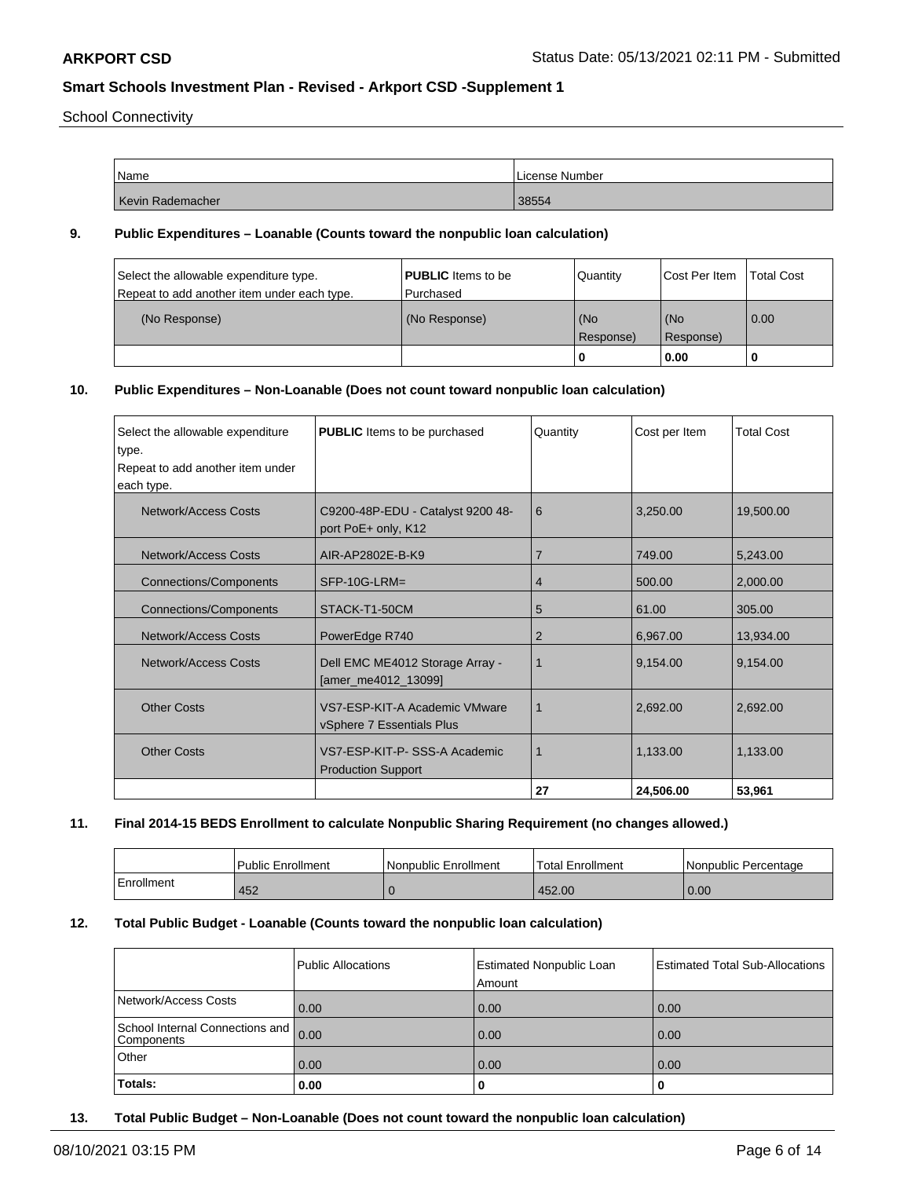School Connectivity

| Name | License Number |
|---|---|
| Kevin Rademacher | 38554 |

**9. Public Expenditures – Loanable (Counts toward the nonpublic loan calculation)**

| Select the allowable expenditure type. Repeat to add another item under each type. | **PUBLIC** Items to be Purchased | Quantity | Cost Per Item | Total Cost |
|---|---|---|---|---|
| (No Response) | (No Response) | (No Response) | (No Response) | 0.00 |
| | | **0** | **0.00** | **0** |

**10. Public Expenditures – Non-Loanable (Does not count toward nonpublic loan calculation)**

| Select the allowable expenditure type. Repeat to add another item under each type. | **PUBLIC** Items to be purchased | Quantity | Cost per Item | Total Cost |
|---|---|---|---|---|
| Network/Access Costs | C9200-48P-EDU - Catalyst 9200 48-port PoE+ only, K12 | 6 | 3,250.00 | 19,500.00 |
| Network/Access Costs | AIR-AP2802E-B-K9 | 7 | 749.00 | 5,243.00 |
| Connections/Components | SFP-10G-LRM= | 4 | 500.00 | 2,000.00 |
| Connections/Components | STACK-T1-50CM | 5 | 61.00 | 305.00 |
| Network/Access Costs | PowerEdge R740 | 2 | 6,967.00 | 13,934.00 |
| Network/Access Costs | Dell EMC ME4012 Storage Array - [amer_me4012_13099] | 1 | 9,154.00 | 9,154.00 |
| Other Costs | VS7-ESP-KIT-A Academic VMware vSphere 7 Essentials Plus | 1 | 2,692.00 | 2,692.00 |
| Other Costs | VS7-ESP-KIT-P- SSS-A Academic Production Support | 1 | 1,133.00 | 1,133.00 |
| | | **27** | **24,506.00** | **53,961** |

**11. Final 2014-15 BEDS Enrollment to calculate Nonpublic Sharing Requirement (no changes allowed.)**

| | Public Enrollment | Nonpublic Enrollment | Total Enrollment | Nonpublic Percentage |
|---|---|---|---|---|
| Enrollment | 452 | 0 | 452.00 | 0.00 |

**12. Total Public Budget - Loanable (Counts toward the nonpublic loan calculation)**

| | Public Allocations | Estimated Nonpublic Loan Amount | Estimated Total Sub-Allocations |
|---|---|---|---|
| Network/Access Costs | 0.00 | 0.00 | 0.00 |
| School Internal Connections and Components | 0.00 | 0.00 | 0.00 |
| Other | 0.00 | 0.00 | 0.00 |
| **Totals:** | **0.00** | **0** | **0** |

**13. Total Public Budget – Non-Loanable (Does not count toward the nonpublic loan calculation)**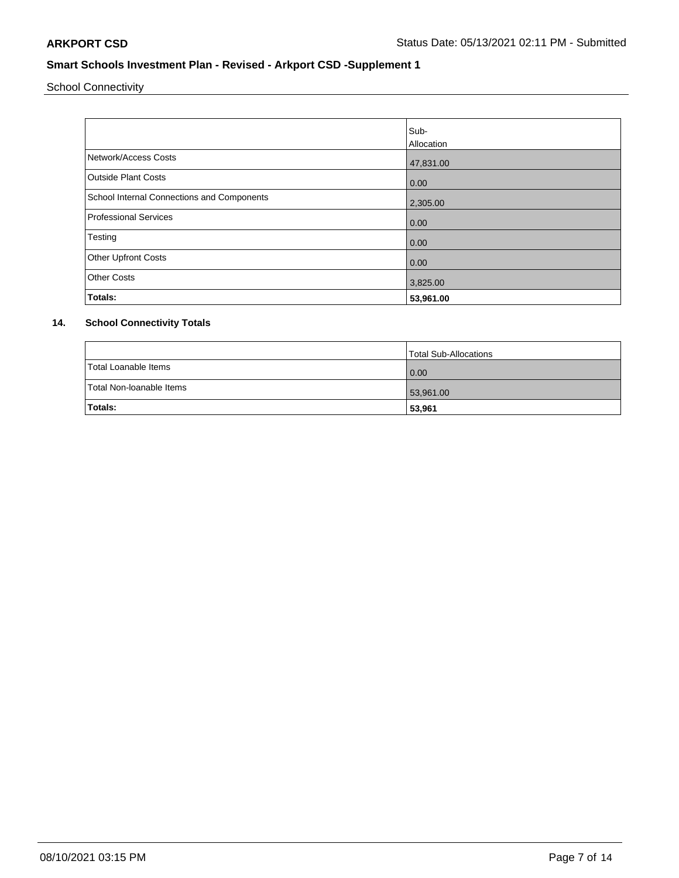School Connectivity

| | Sub-Allocation |
|---|---|
| Network/Access Costs | 47,831.00 |
| Outside Plant Costs | 0.00 |
| School Internal Connections and Components | 2,305.00 |
| Professional Services | 0.00 |
| Testing | 0.00 |
| Other Upfront Costs | 0.00 |
| Other Costs | 3,825.00 |
| **Totals:** | **53,961.00** |

## 14. School Connectivity Totals

| | Total Sub-Allocations |
|---|---|
| Total Loanable Items | 0.00 |
| Total Non-loanable Items | 53,961.00 |
| **Totals:** | **53,961** |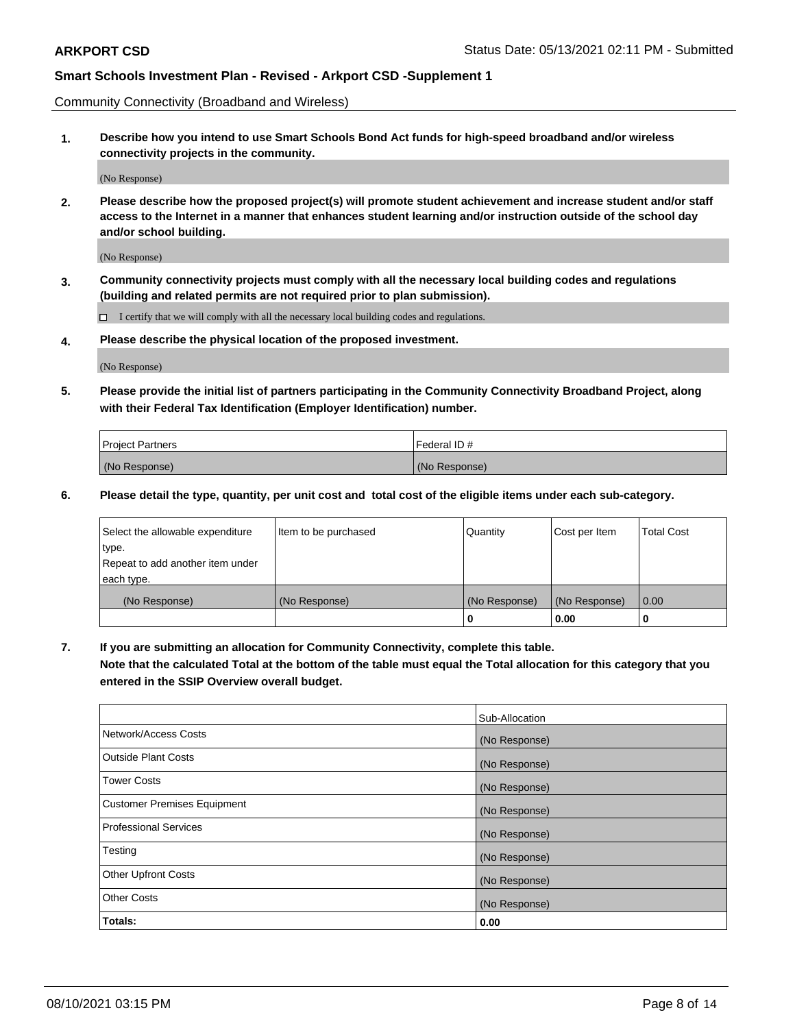Community Connectivity (Broadband and Wireless)

**1. Describe how you intend to use Smart Schools Bond Act funds for high-speed broadband and/or wireless connectivity projects in the community.**

(No Response)

**2. Please describe how the proposed project(s) will promote student achievement and increase student and/or staff access to the Internet in a manner that enhances student learning and/or instruction outside of the school day and/or school building.**

(No Response)

**3. Community connectivity projects must comply with all the necessary local building codes and regulations (building and related permits are not required prior to plan submission).**

☐ I certify that we will comply with all the necessary local building codes and regulations.

**4. Please describe the physical location of the proposed investment.**

(No Response)

**5. Please provide the initial list of partners participating in the Community Connectivity Broadband Project, along with their Federal Tax Identification (Employer Identification) number.**

| Project Partners | Federal ID # |
|---|---|
| (No Response) | (No Response) |

**6. Please detail the type, quantity, per unit cost and total cost of the eligible items under each sub-category.**

| Select the allowable expenditure type. Repeat to add another item under each type. | Item to be purchased | Quantity | Cost per Item | Total Cost |
|---|---|---|---|---|
| (No Response) | (No Response) | (No Response) | (No Response) | 0.00 |
| | | 0 | 0.00 | 0 |

**7. If you are submitting an allocation for Community Connectivity, complete this table. Note that the calculated Total at the bottom of the table must equal the Total allocation for this category that you entered in the SSIP Overview overall budget.**

| | Sub-Allocation |
|---|---|
| Network/Access Costs | (No Response) |
| Outside Plant Costs | (No Response) |
| Tower Costs | (No Response) |
| Customer Premises Equipment | (No Response) |
| Professional Services | (No Response) |
| Testing | (No Response) |
| Other Upfront Costs | (No Response) |
| Other Costs | (No Response) |
| **Totals:** | **0.00** |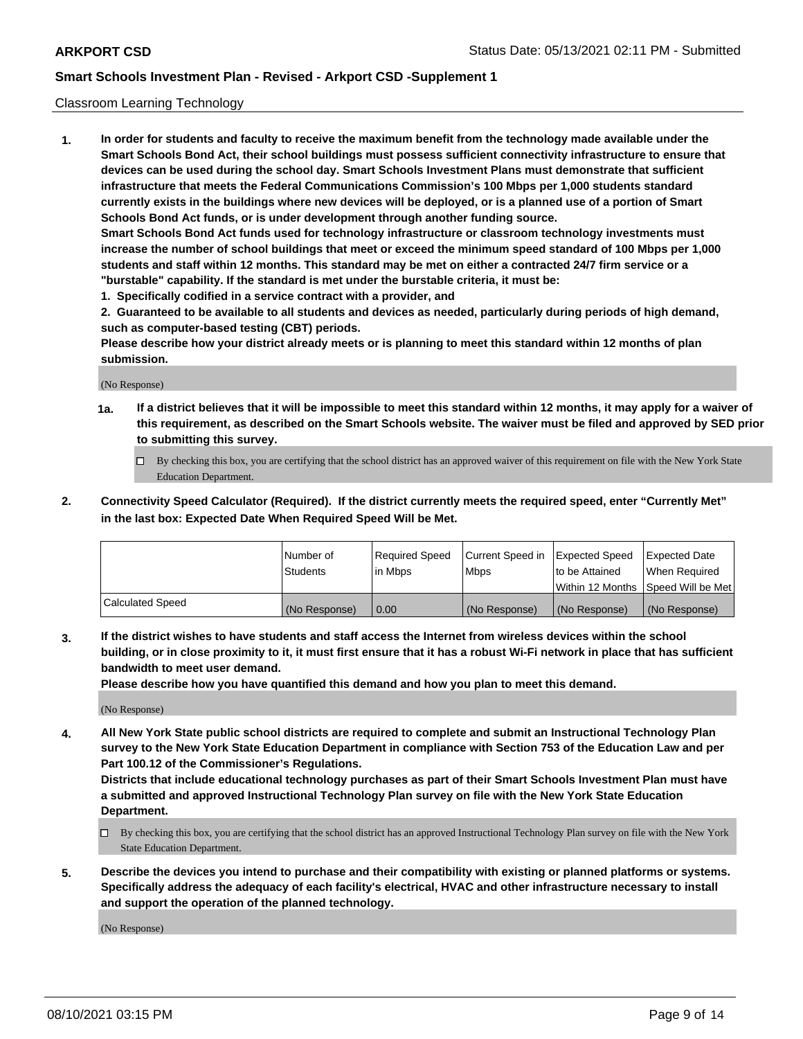Classroom Learning Technology

1. **In order for students and faculty to receive the maximum benefit from the technology made available under the Smart Schools Bond Act, their school buildings must possess sufficient connectivity infrastructure to ensure that devices can be used during the school day. Smart Schools Investment Plans must demonstrate that sufficient infrastructure that meets the Federal Communications Commission's 100 Mbps per 1,000 students standard currently exists in the buildings where new devices will be deployed, or is a planned use of a portion of Smart Schools Bond Act funds, or is under development through another funding source.**

   **Smart Schools Bond Act funds used for technology infrastructure or classroom technology investments must increase the number of school buildings that meet or exceed the minimum speed standard of 100 Mbps per 1,000 students and staff within 12 months. This standard may be met on either a contracted 24/7 firm service or a "burstable" capability. If the standard is met under the burstable criteria, it must be:**

   **1. Specifically codified in a service contract with a provider, and**

   **2. Guaranteed to be available to all students and devices as needed, particularly during periods of high demand, such as computer-based testing (CBT) periods.**

   **Please describe how your district already meets or is planning to meet this standard within 12 months of plan submission.**

   (No Response)

   **1a. If a district believes that it will be impossible to meet this standard within 12 months, it may apply for a waiver of this requirement, as described on the Smart Schools website. The waiver must be filed and approved by SED prior to submitting this survey.**

   ☐ By checking this box, you are certifying that the school district has an approved waiver of this requirement on file with the New York State Education Department.

2. **Connectivity Speed Calculator (Required). If the district currently meets the required speed, enter "Currently Met" in the last box: Expected Date When Required Speed Will be Met.**

|  | Number of Students | Required Speed in Mbps | Current Speed in Mbps | Expected Speed to be Attained Within 12 Months | Expected Date When Required Speed Will be Met |
|---|---|---|---|---|---|
| Calculated Speed | (No Response) | 0.00 | (No Response) | (No Response) | (No Response) |

3. **If the district wishes to have students and staff access the Internet from wireless devices within the school building, or in close proximity to it, it must first ensure that it has a robust Wi-Fi network in place that has sufficient bandwidth to meet user demand.**

   **Please describe how you have quantified this demand and how you plan to meet this demand.**

   (No Response)

4. **All New York State public school districts are required to complete and submit an Instructional Technology Plan survey to the New York State Education Department in compliance with Section 753 of the Education Law and per Part 100.12 of the Commissioner's Regulations.**

   **Districts that include educational technology purchases as part of their Smart Schools Investment Plan must have a submitted and approved Instructional Technology Plan survey on file with the New York State Education Department.**

   ☐ By checking this box, you are certifying that the school district has an approved Instructional Technology Plan survey on file with the New York State Education Department.

5. **Describe the devices you intend to purchase and their compatibility with existing or planned platforms or systems. Specifically address the adequacy of each facility's electrical, HVAC and other infrastructure necessary to install and support the operation of the planned technology.**

   (No Response)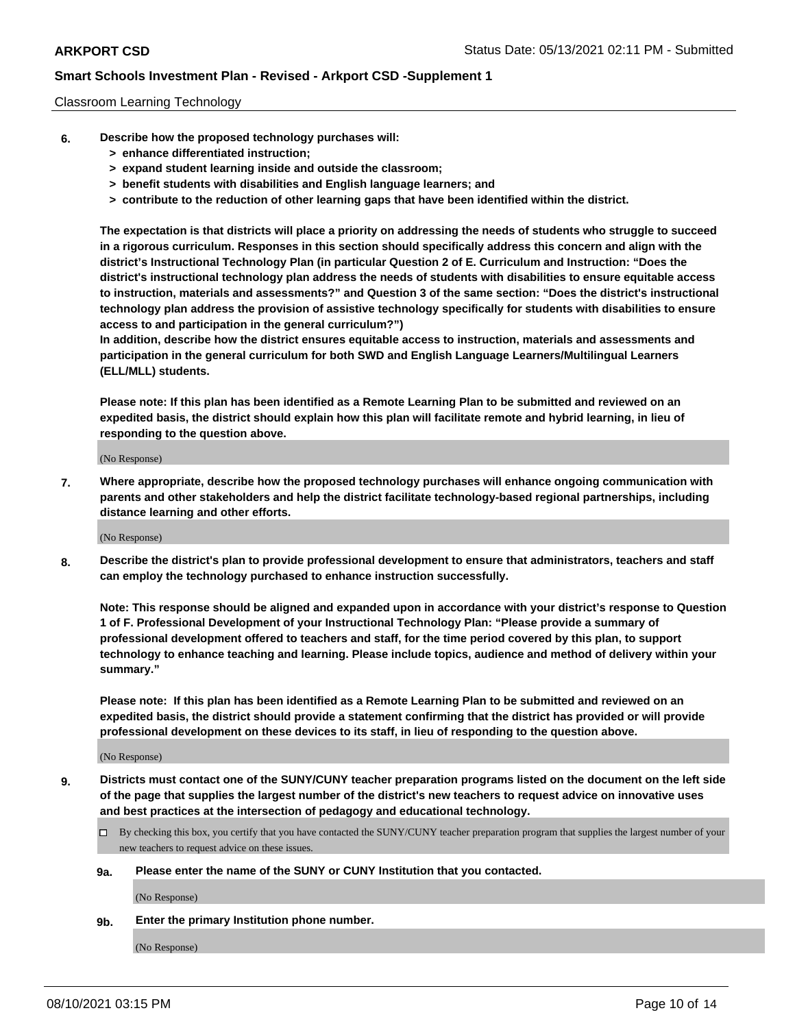Classroom Learning Technology

6. **Describe how the proposed technology purchases will:**
   - **> enhance differentiated instruction;**
   - **> expand student learning inside and outside the classroom;**
   - **> benefit students with disabilities and English language learners; and**
   - **> contribute to the reduction of other learning gaps that have been identified within the district.**

   **The expectation is that districts will place a priority on addressing the needs of students who struggle to succeed in a rigorous curriculum. Responses in this section should specifically address this concern and align with the district's Instructional Technology Plan (in particular Question 2 of E. Curriculum and Instruction: "Does the district's instructional technology plan address the needs of students with disabilities to ensure equitable access to instruction, materials and assessments?" and Question 3 of the same section: "Does the district's instructional technology plan address the provision of assistive technology specifically for students with disabilities to ensure access to and participation in the general curriculum?")**

   **In addition, describe how the district ensures equitable access to instruction, materials and assessments and participation in the general curriculum for both SWD and English Language Learners/Multilingual Learners (ELL/MLL) students.**

   **Please note: If this plan has been identified as a Remote Learning Plan to be submitted and reviewed on an expedited basis, the district should explain how this plan will facilitate remote and hybrid learning, in lieu of responding to the question above.**

   (No Response)

7. **Where appropriate, describe how the proposed technology purchases will enhance ongoing communication with parents and other stakeholders and help the district facilitate technology-based regional partnerships, including distance learning and other efforts.**

   (No Response)

8. **Describe the district's plan to provide professional development to ensure that administrators, teachers and staff can employ the technology purchased to enhance instruction successfully.**

   **Note: This response should be aligned and expanded upon in accordance with your district's response to Question 1 of F. Professional Development of your Instructional Technology Plan: "Please provide a summary of professional development offered to teachers and staff, for the time period covered by this plan, to support technology to enhance teaching and learning. Please include topics, audience and method of delivery within your summary."**

   **Please note: If this plan has been identified as a Remote Learning Plan to be submitted and reviewed on an expedited basis, the district should provide a statement confirming that the district has provided or will provide professional development on these devices to its staff, in lieu of responding to the question above.**

   (No Response)

9. **Districts must contact one of the SUNY/CUNY teacher preparation programs listed on the document on the left side of the page that supplies the largest number of the district's new teachers to request advice on innovative uses and best practices at the intersection of pedagogy and educational technology.**

   ☐ By checking this box, you certify that you have contacted the SUNY/CUNY teacher preparation program that supplies the largest number of your new teachers to request advice on these issues.

   **9a. Please enter the name of the SUNY or CUNY Institution that you contacted.**

   (No Response)

   **9b. Enter the primary Institution phone number.**

   (No Response)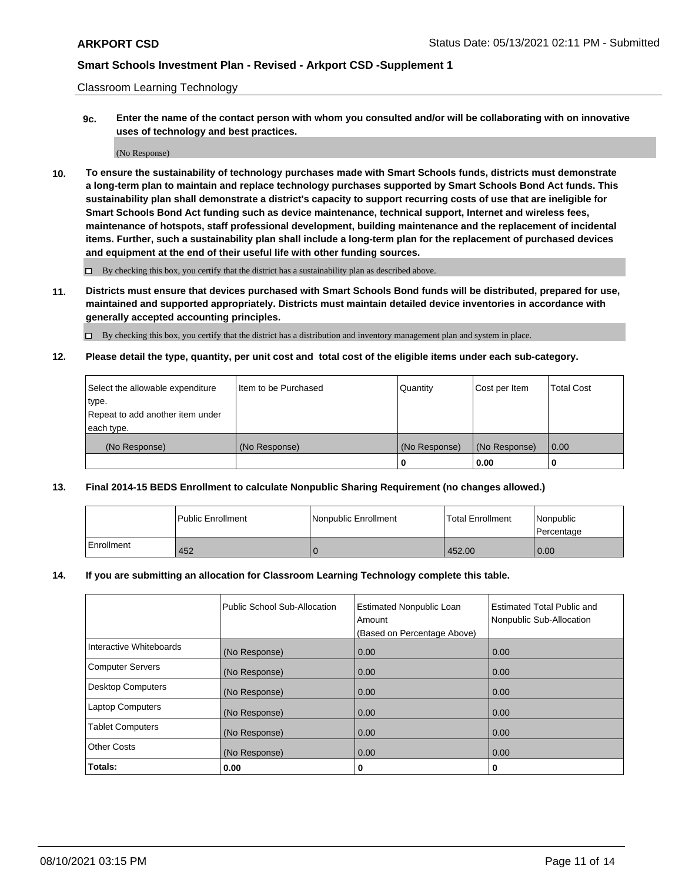Classroom Learning Technology

**9c. Enter the name of the contact person with whom you consulted and/or will be collaborating with on innovative uses of technology and best practices.**

(No Response)

**10. To ensure the sustainability of technology purchases made with Smart Schools funds, districts must demonstrate a long-term plan to maintain and replace technology purchases supported by Smart Schools Bond Act funds. This sustainability plan shall demonstrate a district's capacity to support recurring costs of use that are ineligible for Smart Schools Bond Act funding such as device maintenance, technical support, Internet and wireless fees, maintenance of hotspots, staff professional development, building maintenance and the replacement of incidental items. Further, such a sustainability plan shall include a long-term plan for the replacement of purchased devices and equipment at the end of their useful life with other funding sources.**

☐ By checking this box, you certify that the district has a sustainability plan as described above.

**11. Districts must ensure that devices purchased with Smart Schools Bond funds will be distributed, prepared for use, maintained and supported appropriately. Districts must maintain detailed device inventories in accordance with generally accepted accounting principles.**

☐ By checking this box, you certify that the district has a distribution and inventory management plan and system in place.

**12. Please detail the type, quantity, per unit cost and total cost of the eligible items under each sub-category.**

| Select the allowable expenditure type. Repeat to add another item under each type. | Item to be Purchased | Quantity | Cost per Item | Total Cost |
|---|---|---|---|---|
| (No Response) | (No Response) | (No Response) | (No Response) | 0.00 |
| | | **0** | **0.00** | **0** |

**13. Final 2014-15 BEDS Enrollment to calculate Nonpublic Sharing Requirement (no changes allowed.)**

| | Public Enrollment | Nonpublic Enrollment | Total Enrollment | Nonpublic Percentage |
|---|---|---|---|---|
| Enrollment | 452 | 0 | 452.00 | 0.00 |

**14. If you are submitting an allocation for Classroom Learning Technology complete this table.**

| | Public School Sub-Allocation | Estimated Nonpublic Loan Amount (Based on Percentage Above) | Estimated Total Public and Nonpublic Sub-Allocation |
|---|---|---|---|
| Interactive Whiteboards | (No Response) | 0.00 | 0.00 |
| Computer Servers | (No Response) | 0.00 | 0.00 |
| Desktop Computers | (No Response) | 0.00 | 0.00 |
| Laptop Computers | (No Response) | 0.00 | 0.00 |
| Tablet Computers | (No Response) | 0.00 | 0.00 |
| Other Costs | (No Response) | 0.00 | 0.00 |
| **Totals:** | **0.00** | **0** | **0** |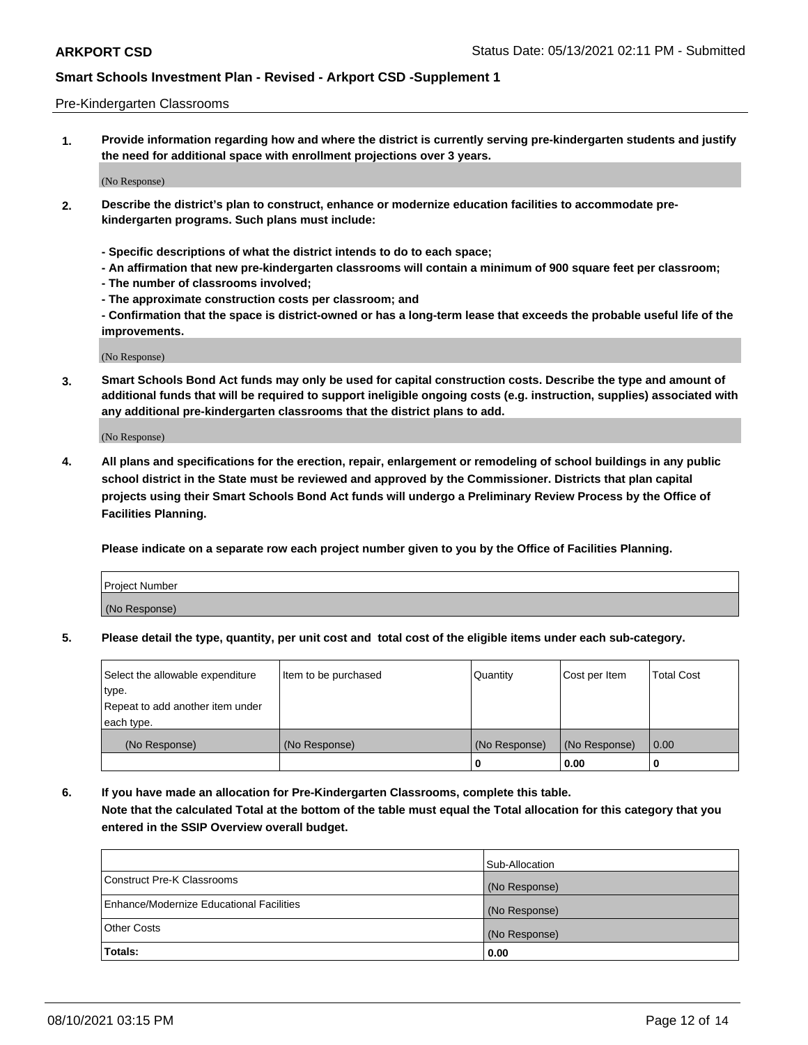Pre-Kindergarten Classrooms

**1. Provide information regarding how and where the district is currently serving pre-kindergarten students and justify the need for additional space with enrollment projections over 3 years.**

(No Response)

**2. Describe the district's plan to construct, enhance or modernize education facilities to accommodate pre-kindergarten programs. Such plans must include:**

**- Specific descriptions of what the district intends to do to each space;**
**- An affirmation that new pre-kindergarten classrooms will contain a minimum of 900 square feet per classroom;**
**- The number of classrooms involved;**
**- The approximate construction costs per classroom; and**
**- Confirmation that the space is district-owned or has a long-term lease that exceeds the probable useful life of the improvements.**

(No Response)

**3. Smart Schools Bond Act funds may only be used for capital construction costs. Describe the type and amount of additional funds that will be required to support ineligible ongoing costs (e.g. instruction, supplies) associated with any additional pre-kindergarten classrooms that the district plans to add.**

(No Response)

**4. All plans and specifications for the erection, repair, enlargement or remodeling of school buildings in any public school district in the State must be reviewed and approved by the Commissioner. Districts that plan capital projects using their Smart Schools Bond Act funds will undergo a Preliminary Review Process by the Office of Facilities Planning.**

**Please indicate on a separate row each project number given to you by the Office of Facilities Planning.**

| Project Number |
|---|
| (No Response) |

**5. Please detail the type, quantity, per unit cost and total cost of the eligible items under each sub-category.**

| Select the allowable expenditure type. Repeat to add another item under each type. | Item to be purchased | Quantity | Cost per Item | Total Cost |
|---|---|---|---|---|
| (No Response) | (No Response) | (No Response) | (No Response) | 0.00 |
| | | 0 | 0.00 | 0 |

**6. If you have made an allocation for Pre-Kindergarten Classrooms, complete this table. Note that the calculated Total at the bottom of the table must equal the Total allocation for this category that you entered in the SSIP Overview overall budget.**

| | Sub-Allocation |
|---|---|
| Construct Pre-K Classrooms | (No Response) |
| Enhance/Modernize Educational Facilities | (No Response) |
| Other Costs | (No Response) |
| **Totals:** | **0.00** |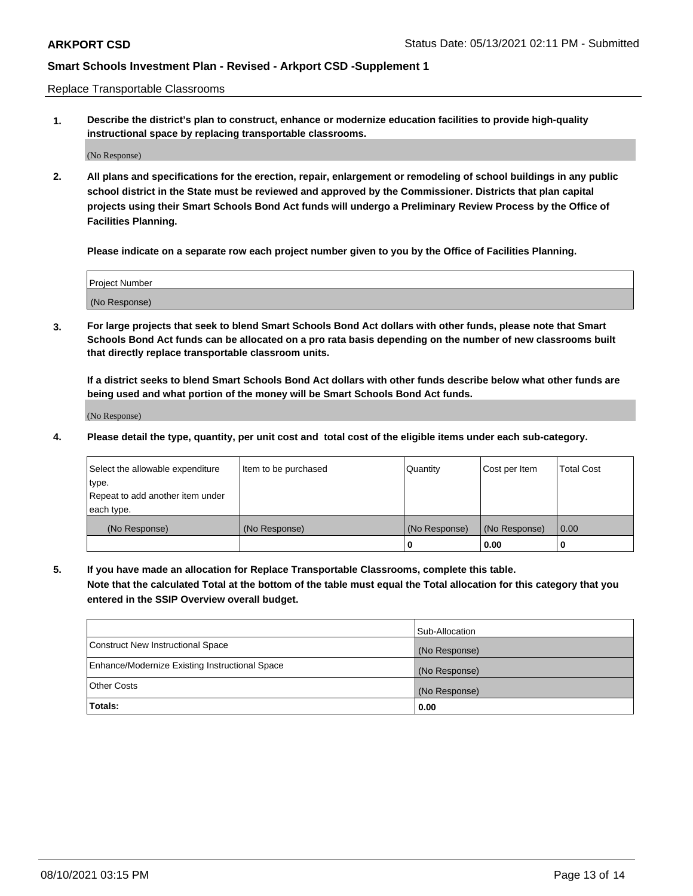Replace Transportable Classrooms

1. **Describe the district's plan to construct, enhance or modernize education facilities to provide high-quality instructional space by replacing transportable classrooms.**

   (No Response)

2. **All plans and specifications for the erection, repair, enlargement or remodeling of school buildings in any public school district in the State must be reviewed and approved by the Commissioner. Districts that plan capital projects using their Smart Schools Bond Act funds will undergo a Preliminary Review Process by the Office of Facilities Planning.**

   **Please indicate on a separate row each project number given to you by the Office of Facilities Planning.**

| Project Number |
|---|
| (No Response) |

3. **For large projects that seek to blend Smart Schools Bond Act dollars with other funds, please note that Smart Schools Bond Act funds can be allocated on a pro rata basis depending on the number of new classrooms built that directly replace transportable classroom units.**

   **If a district seeks to blend Smart Schools Bond Act dollars with other funds describe below what other funds are being used and what portion of the money will be Smart Schools Bond Act funds.**

   (No Response)

4. **Please detail the type, quantity, per unit cost and total cost of the eligible items under each sub-category.**

| Select the allowable expenditure type. Repeat to add another item under each type. | Item to be purchased | Quantity | Cost per Item | Total Cost |
|---|---|---|---|---|
| (No Response) | (No Response) | (No Response) | (No Response) | 0.00 |
| | | 0 | 0.00 | 0 |

5. **If you have made an allocation for Replace Transportable Classrooms, complete this table.**
   **Note that the calculated Total at the bottom of the table must equal the Total allocation for this category that you entered in the SSIP Overview overall budget.**

| | Sub-Allocation |
|---|---|
| Construct New Instructional Space | (No Response) |
| Enhance/Modernize Existing Instructional Space | (No Response) |
| Other Costs | (No Response) |
| **Totals:** | **0.00** |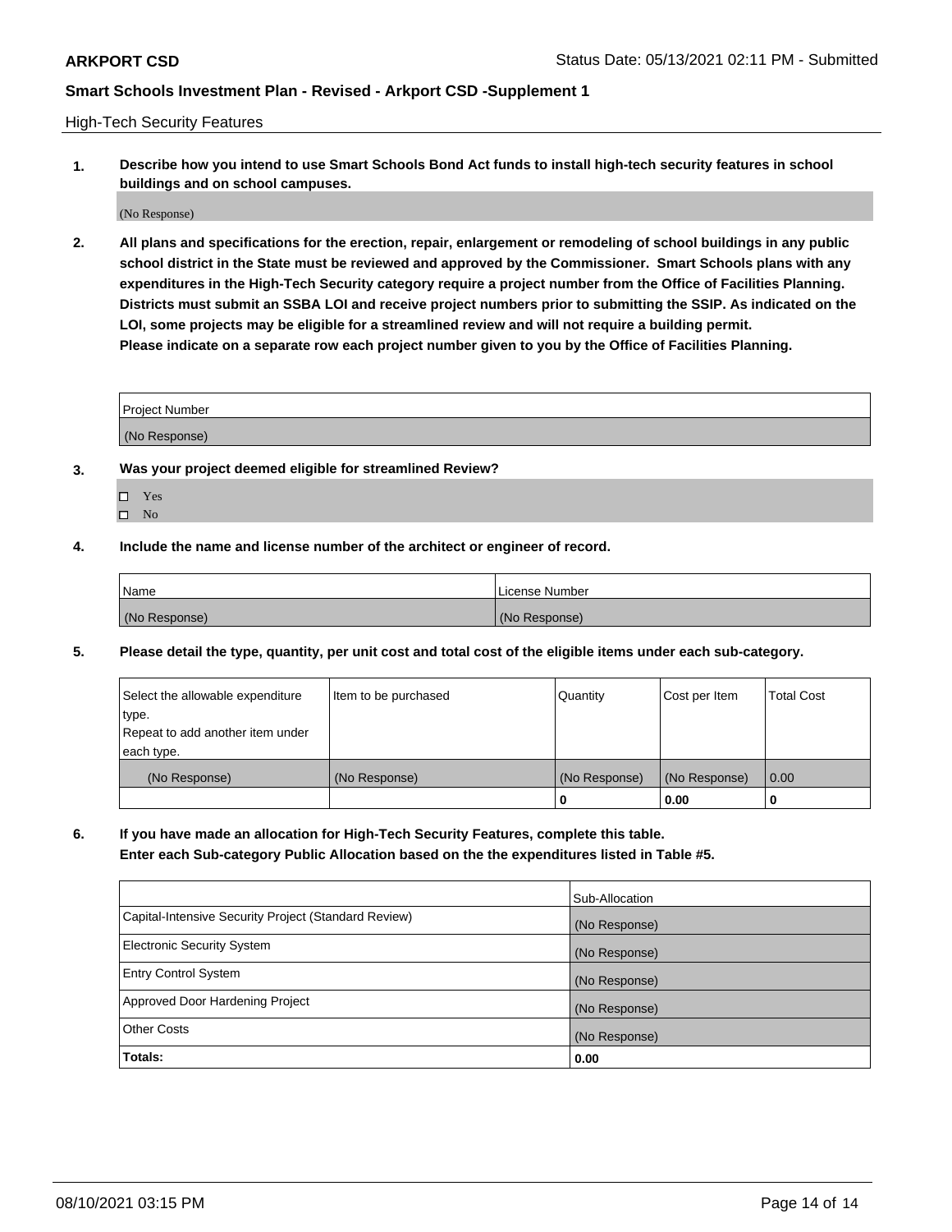High-Tech Security Features

**1. Describe how you intend to use Smart Schools Bond Act funds to install high-tech security features in school buildings and on school campuses.**

(No Response)

**2. All plans and specifications for the erection, repair, enlargement or remodeling of school buildings in any public school district in the State must be reviewed and approved by the Commissioner. Smart Schools plans with any expenditures in the High-Tech Security category require a project number from the Office of Facilities Planning. Districts must submit an SSBA LOI and receive project numbers prior to submitting the SSIP. As indicated on the LOI, some projects may be eligible for a streamlined review and will not require a building permit. Please indicate on a separate row each project number given to you by the Office of Facilities Planning.**

| Project Number |
|---|
| (No Response) |

**3. Was your project deemed eligible for streamlined Review?**

- ☐ Yes
- ☐ No

**4. Include the name and license number of the architect or engineer of record.**

| Name | License Number |
|---|---|
| (No Response) | (No Response) |

**5. Please detail the type, quantity, per unit cost and total cost of the eligible items under each sub-category.**

| Select the allowable expenditure type. Repeat to add another item under each type. | Item to be purchased | Quantity | Cost per Item | Total Cost |
|---|---|---|---|---|
| (No Response) | (No Response) | (No Response) | (No Response) | 0.00 |
| | | 0 | 0.00 | 0 |

**6. If you have made an allocation for High-Tech Security Features, complete this table. Enter each Sub-category Public Allocation based on the the expenditures listed in Table #5.**

| | Sub-Allocation |
|---|---|
| Capital-Intensive Security Project (Standard Review) | (No Response) |
| Electronic Security System | (No Response) |
| Entry Control System | (No Response) |
| Approved Door Hardening Project | (No Response) |
| Other Costs | (No Response) |
| **Totals:** | **0.00** |